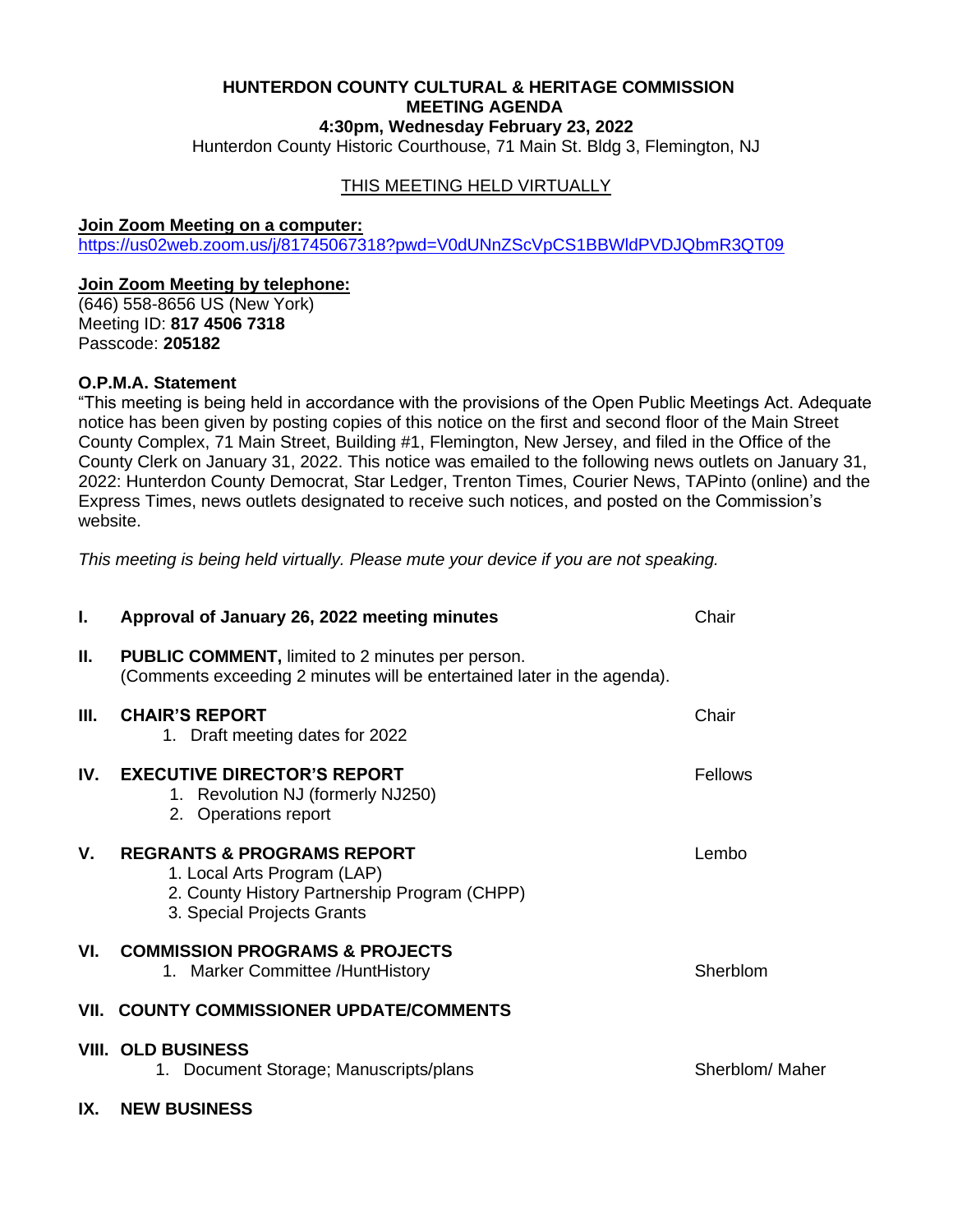# HUNTERDON COUNTY CULTURAL & HERITAGE COMMISSION
## MEETING AGENDA
### 4:30pm, Wednesday February 23, 2022

Hunterdon County Historic Courthouse, 71 Main St. Bldg 3, Flemington, NJ

THIS MEETING HELD VIRTUALLY

**Join Zoom Meeting on a computer:**
https://us02web.zoom.us/j/81745067318?pwd=V0dUNnZScVpCS1BBWldPVDJQbmR3QT09

**Join Zoom Meeting by telephone:**
(646) 558-8656 US (New York)
Meeting ID: **817 4506 7318**
Passcode: **205182**

**O.P.M.A. Statement**

"This meeting is being held in accordance with the provisions of the Open Public Meetings Act. Adequate notice has been given by posting copies of this notice on the first and second floor of the Main Street County Complex, 71 Main Street, Building #1, Flemington, New Jersey, and filed in the Office of the County Clerk on January 31, 2022. This notice was emailed to the following news outlets on January 31, 2022: Hunterdon County Democrat, Star Ledger, Trenton Times, Courier News, TAPinto (online) and the Express Times, news outlets designated to receive such notices, and posted on the Commission's website.

*This meeting is being held virtually. Please mute your device if you are not speaking.*

**I. Approval of January 26, 2022 meeting minutes** — Chair

**II. PUBLIC COMMENT,** limited to 2 minutes per person.
(Comments exceeding 2 minutes will be entertained later in the agenda).

**III. CHAIR'S REPORT** — Chair
1. Draft meeting dates for 2022

**IV. EXECUTIVE DIRECTOR'S REPORT** — Fellows
1. Revolution NJ (formerly NJ250)
2. Operations report

**V. REGRANTS & PROGRAMS REPORT** — Lembo
1. Local Arts Program (LAP)
2. County History Partnership Program (CHPP)
3. Special Projects Grants

**VI. COMMISSION PROGRAMS & PROJECTS**
1. Marker Committee /HuntHistory — Sherblom

**VII. COUNTY COMMISSIONER UPDATE/COMMENTS**

**VIII. OLD BUSINESS**
1. Document Storage; Manuscripts/plans — Sherblom/ Maher

**IX. NEW BUSINESS**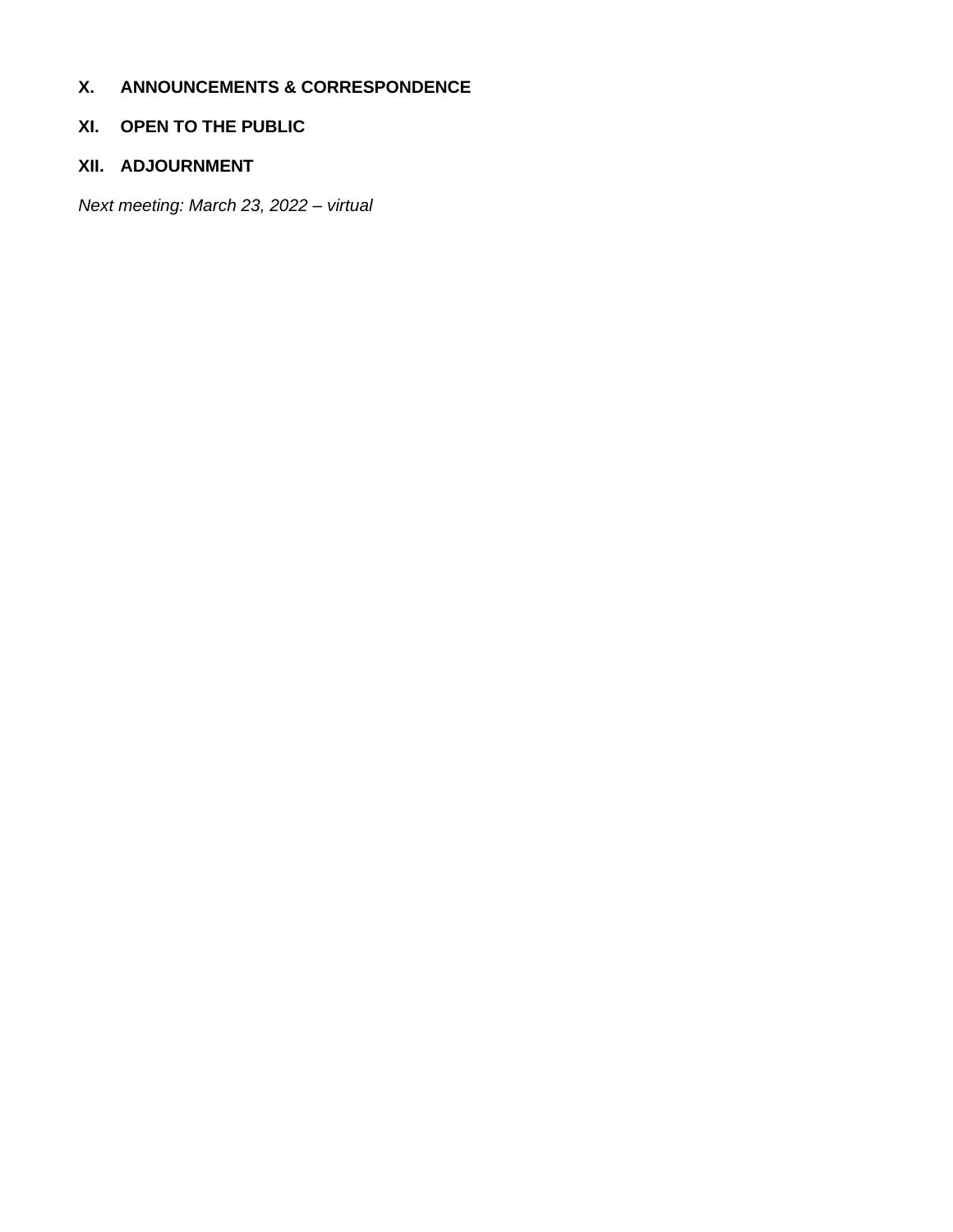**X. ANNOUNCEMENTS & CORRESPONDENCE**

**XI. OPEN TO THE PUBLIC**

**XII. ADJOURNMENT**

*Next meeting: March 23, 2022 – virtual*